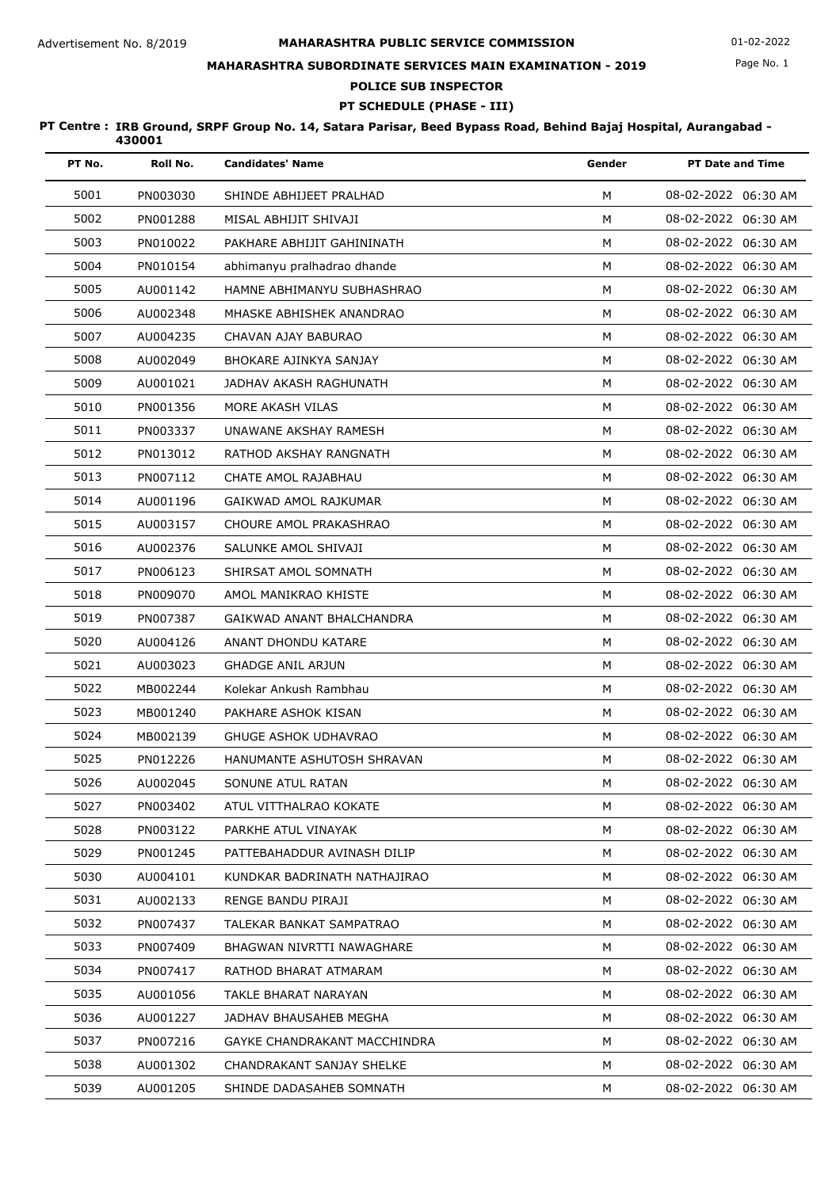Advertisement No. 8/2019

# MAHARASHTRA PUBLIC SERVICE COMMISSION

01-02-2022

## MAHARASHTRA SUBORDINATE SERVICES MAIN EXAMINATION - 2019

### POLICE SUB INSPECTOR

### PT SCHEDULE (PHASE - III)

**PT Centre : IRB Ground, SRPF Group No. 14, Satara Parisar, Beed Bypass Road, Behind Bajaj Hospital, Aurangabad - 430001**

| PT No. | Roll No. | Candidates' Name | Gender | PT Date and Time |
|---|---|---|---|---|
| 5001 | PN003030 | SHINDE ABHIJEET PRALHAD | M | 08-02-2022 06:30 AM |
| 5002 | PN001288 | MISAL ABHIJIT SHIVAJI | M | 08-02-2022 06:30 AM |
| 5003 | PN010022 | PAKHARE ABHIJIT GAHININATH | M | 08-02-2022 06:30 AM |
| 5004 | PN010154 | abhimanyu pralhadrao dhande | M | 08-02-2022 06:30 AM |
| 5005 | AU001142 | HAMNE ABHIMANYU SUBHASHRAO | M | 08-02-2022 06:30 AM |
| 5006 | AU002348 | MHASKE ABHISHEK ANANDRAO | M | 08-02-2022 06:30 AM |
| 5007 | AU004235 | CHAVAN AJAY BABURAO | M | 08-02-2022 06:30 AM |
| 5008 | AU002049 | BHOKARE AJINKYA SANJAY | M | 08-02-2022 06:30 AM |
| 5009 | AU001021 | JADHAV AKASH RAGHUNATH | M | 08-02-2022 06:30 AM |
| 5010 | PN001356 | MORE AKASH VILAS | M | 08-02-2022 06:30 AM |
| 5011 | PN003337 | UNAWANE AKSHAY RAMESH | M | 08-02-2022 06:30 AM |
| 5012 | PN013012 | RATHOD AKSHAY RANGNATH | M | 08-02-2022 06:30 AM |
| 5013 | PN007112 | CHATE AMOL RAJABHAU | M | 08-02-2022 06:30 AM |
| 5014 | AU001196 | GAIKWAD AMOL RAJKUMAR | M | 08-02-2022 06:30 AM |
| 5015 | AU003157 | CHOURE AMOL PRAKASHRAO | M | 08-02-2022 06:30 AM |
| 5016 | AU002376 | SALUNKE AMOL SHIVAJI | M | 08-02-2022 06:30 AM |
| 5017 | PN006123 | SHIRSAT AMOL SOMNATH | M | 08-02-2022 06:30 AM |
| 5018 | PN009070 | AMOL MANIKRAO KHISTE | M | 08-02-2022 06:30 AM |
| 5019 | PN007387 | GAIKWAD ANANT BHALCHANDRA | M | 08-02-2022 06:30 AM |
| 5020 | AU004126 | ANANT DHONDU KATARE | M | 08-02-2022 06:30 AM |
| 5021 | AU003023 | GHADGE ANIL ARJUN | M | 08-02-2022 06:30 AM |
| 5022 | MB002244 | Kolekar Ankush Rambhau | M | 08-02-2022 06:30 AM |
| 5023 | MB001240 | PAKHARE ASHOK KISAN | M | 08-02-2022 06:30 AM |
| 5024 | MB002139 | GHUGE ASHOK UDHAVRAO | M | 08-02-2022 06:30 AM |
| 5025 | PN012226 | HANUMANTE ASHUTOSH SHRAVAN | M | 08-02-2022 06:30 AM |
| 5026 | AU002045 | SONUNE ATUL RATAN | M | 08-02-2022 06:30 AM |
| 5027 | PN003402 | ATUL VITTHALRAO KOKATE | M | 08-02-2022 06:30 AM |
| 5028 | PN003122 | PARKHE ATUL VINAYAK | M | 08-02-2022 06:30 AM |
| 5029 | PN001245 | PATTEBAHADDUR AVINASH DILIP | M | 08-02-2022 06:30 AM |
| 5030 | AU004101 | KUNDKAR BADRINATH NATHAJIRAO | M | 08-02-2022 06:30 AM |
| 5031 | AU002133 | RENGE BANDU PIRAJI | M | 08-02-2022 06:30 AM |
| 5032 | PN007437 | TALEKAR BANKAT SAMPATRAO | M | 08-02-2022 06:30 AM |
| 5033 | PN007409 | BHAGWAN NIVRTTI NAWAGHARE | M | 08-02-2022 06:30 AM |
| 5034 | PN007417 | RATHOD BHARAT ATMARAM | M | 08-02-2022 06:30 AM |
| 5035 | AU001056 | TAKLE BHARAT NARAYAN | M | 08-02-2022 06:30 AM |
| 5036 | AU001227 | JADHAV BHAUSAHEB MEGHA | M | 08-02-2022 06:30 AM |
| 5037 | PN007216 | GAYKE CHANDRAKANT MACCHINDRA | M | 08-02-2022 06:30 AM |
| 5038 | AU001302 | CHANDRAKANT SANJAY SHELKE | M | 08-02-2022 06:30 AM |
| 5039 | AU001205 | SHINDE DADASAHEB SOMNATH | M | 08-02-2022 06:30 AM |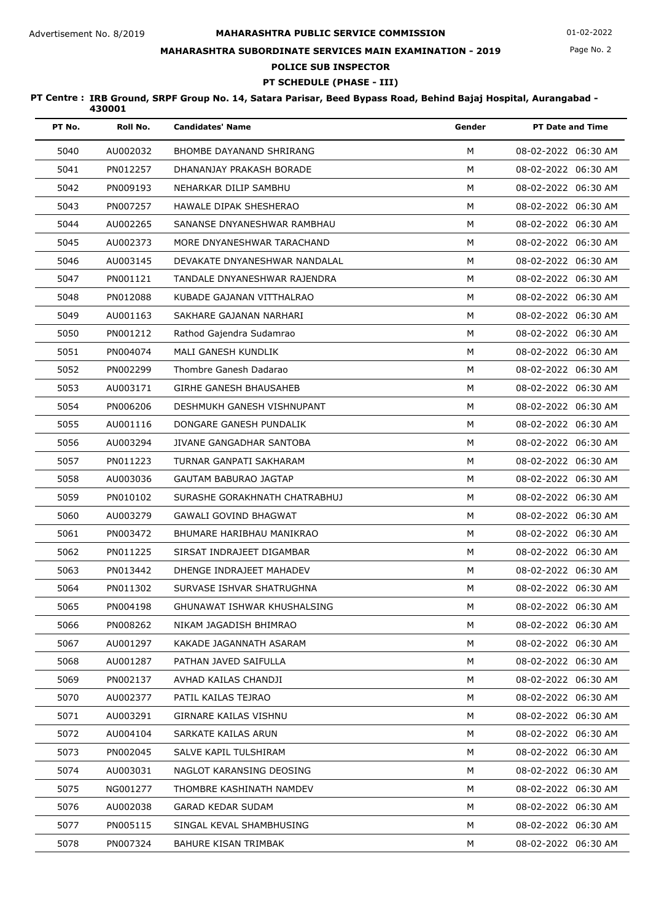## POLICE SUB INSPECTOR

### PT SCHEDULE (PHASE - III)

**PT Centre : IRB Ground, SRPF Group No. 14, Satara Parisar, Beed Bypass Road, Behind Bajaj Hospital, Aurangabad - 430001**

| PT No. | Roll No. | Candidates' Name | Gender | PT Date and Time |
|---|---|---|---|---|
| 5040 | AU002032 | BHOMBE DAYANAND SHRIRANG | M | 08-02-2022 06:30 AM |
| 5041 | PN012257 | DHANANJAY PRAKASH BORADE | M | 08-02-2022 06:30 AM |
| 5042 | PN009193 | NEHARKAR DILIP SAMBHU | M | 08-02-2022 06:30 AM |
| 5043 | PN007257 | HAWALE DIPAK SHESHERAO | M | 08-02-2022 06:30 AM |
| 5044 | AU002265 | SANANSE DNYANESHWAR RAMBHAU | M | 08-02-2022 06:30 AM |
| 5045 | AU002373 | MORE DNYANESHWAR TARACHAND | M | 08-02-2022 06:30 AM |
| 5046 | AU003145 | DEVAKATE DNYANESHWAR NANDALAL | M | 08-02-2022 06:30 AM |
| 5047 | PN001121 | TANDALE DNYANESHWAR RAJENDRA | M | 08-02-2022 06:30 AM |
| 5048 | PN012088 | KUBADE GAJANAN VITTHALRAO | M | 08-02-2022 06:30 AM |
| 5049 | AU001163 | SAKHARE GAJANAN NARHARI | M | 08-02-2022 06:30 AM |
| 5050 | PN001212 | Rathod Gajendra Sudamrao | M | 08-02-2022 06:30 AM |
| 5051 | PN004074 | MALI GANESH KUNDLIK | M | 08-02-2022 06:30 AM |
| 5052 | PN002299 | Thombre Ganesh Dadarao | M | 08-02-2022 06:30 AM |
| 5053 | AU003171 | GIRHE GANESH BHAUSAHEB | M | 08-02-2022 06:30 AM |
| 5054 | PN006206 | DESHMUKH GANESH VISHNUPANT | M | 08-02-2022 06:30 AM |
| 5055 | AU001116 | DONGARE GANESH PUNDALIK | M | 08-02-2022 06:30 AM |
| 5056 | AU003294 | JIVANE GANGADHAR SANTOBA | M | 08-02-2022 06:30 AM |
| 5057 | PN011223 | TURNAR GANPATI SAKHARAM | M | 08-02-2022 06:30 AM |
| 5058 | AU003036 | GAUTAM BABURAO JAGTAP | M | 08-02-2022 06:30 AM |
| 5059 | PN010102 | SURASHE GORAKHNATH CHATRABHUJ | M | 08-02-2022 06:30 AM |
| 5060 | AU003279 | GAWALI GOVIND BHAGWAT | M | 08-02-2022 06:30 AM |
| 5061 | PN003472 | BHUMARE HARIBHAU MANIKRAO | M | 08-02-2022 06:30 AM |
| 5062 | PN011225 | SIRSAT INDRAJEET DIGAMBAR | M | 08-02-2022 06:30 AM |
| 5063 | PN013442 | DHENGE INDRAJEET MAHADEV | M | 08-02-2022 06:30 AM |
| 5064 | PN011302 | SURVASE ISHVAR SHATRUGHNA | M | 08-02-2022 06:30 AM |
| 5065 | PN004198 | GHUNAWAT ISHWAR KHUSHALSING | M | 08-02-2022 06:30 AM |
| 5066 | PN008262 | NIKAM JAGADISH BHIMRAO | M | 08-02-2022 06:30 AM |
| 5067 | AU001297 | KAKADE JAGANNATH ASARAM | M | 08-02-2022 06:30 AM |
| 5068 | AU001287 | PATHAN JAVED SAIFULLA | M | 08-02-2022 06:30 AM |
| 5069 | PN002137 | AVHAD KAILAS CHANDJI | M | 08-02-2022 06:30 AM |
| 5070 | AU002377 | PATIL KAILAS TEJRAO | M | 08-02-2022 06:30 AM |
| 5071 | AU003291 | GIRNARE KAILAS VISHNU | M | 08-02-2022 06:30 AM |
| 5072 | AU004104 | SARKATE KAILAS ARUN | M | 08-02-2022 06:30 AM |
| 5073 | PN002045 | SALVE KAPIL TULSHIRAM | M | 08-02-2022 06:30 AM |
| 5074 | AU003031 | NAGLOT KARANSING DEOSING | M | 08-02-2022 06:30 AM |
| 5075 | NG001277 | THOMBRE KASHINATH NAMDEV | M | 08-02-2022 06:30 AM |
| 5076 | AU002038 | GARAD KEDAR SUDAM | M | 08-02-2022 06:30 AM |
| 5077 | PN005115 | SINGAL KEVAL SHAMBHUSING | M | 08-02-2022 06:30 AM |
| 5078 | PN007324 | BAHURE KISAN TRIMBAK | M | 08-02-2022 06:30 AM |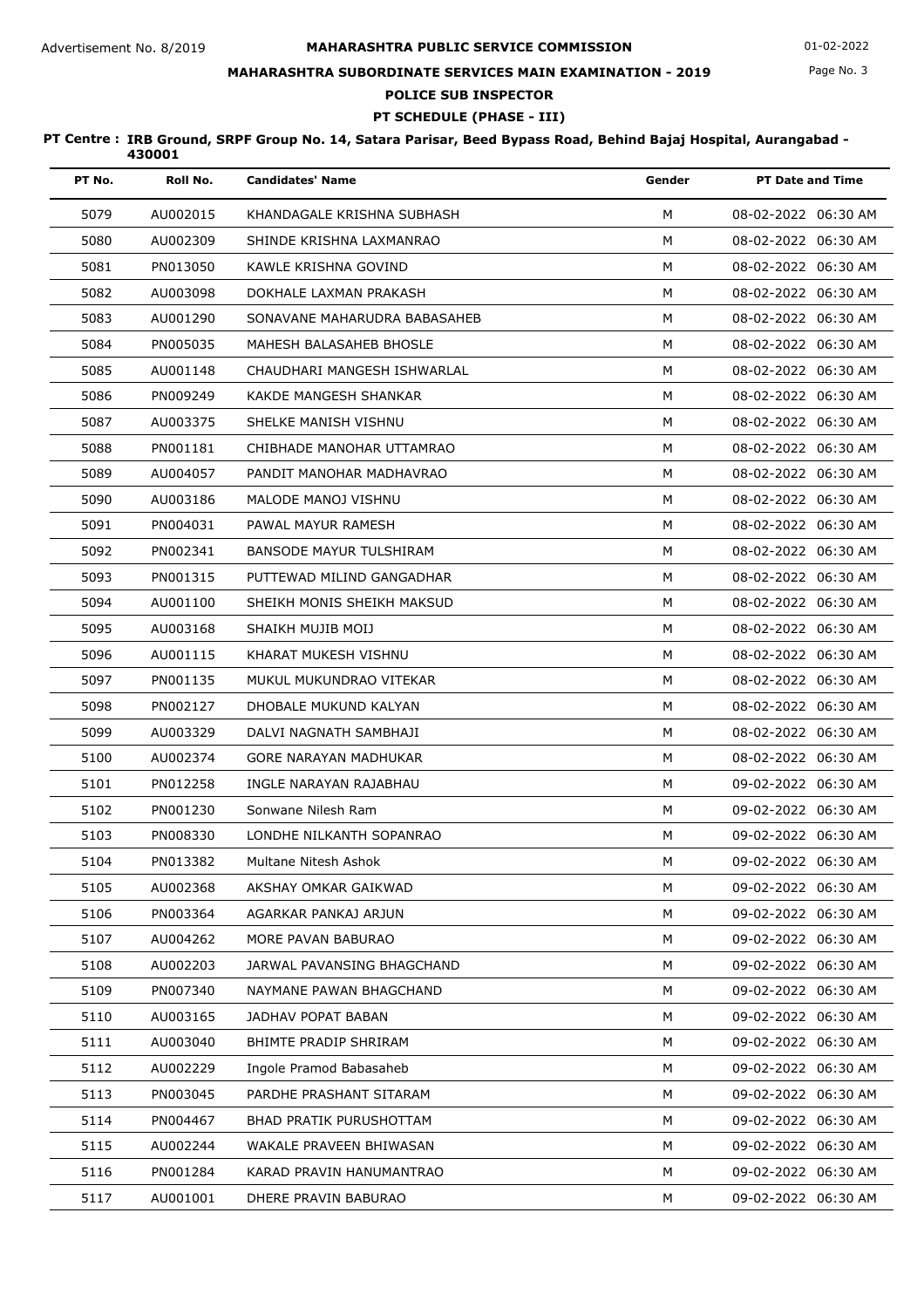Advertisement No. 8/2019

**MAHARASHTRA PUBLIC SERVICE COMMISSION**

01-02-2022

**MAHARASHTRA SUBORDINATE SERVICES MAIN EXAMINATION - 2019**

**POLICE SUB INSPECTOR**

**PT SCHEDULE (PHASE - III)**

**PT Centre : IRB Ground, SRPF Group No. 14, Satara Parisar, Beed Bypass Road, Behind Bajaj Hospital, Aurangabad - 430001**

| PT No. | Roll No. | Candidates' Name | Gender | PT Date and Time |
|---|---|---|---|---|
| 5079 | AU002015 | KHANDAGALE KRISHNA SUBHASH | M | 08-02-2022 06:30 AM |
| 5080 | AU002309 | SHINDE KRISHNA LAXMANRAO | M | 08-02-2022 06:30 AM |
| 5081 | PN013050 | KAWLE KRISHNA GOVIND | M | 08-02-2022 06:30 AM |
| 5082 | AU003098 | DOKHALE LAXMAN PRAKASH | M | 08-02-2022 06:30 AM |
| 5083 | AU001290 | SONAVANE MAHARUDRA BABASAHEB | M | 08-02-2022 06:30 AM |
| 5084 | PN005035 | MAHESH BALASAHEB BHOSLE | M | 08-02-2022 06:30 AM |
| 5085 | AU001148 | CHAUDHARI MANGESH ISHWARLAL | M | 08-02-2022 06:30 AM |
| 5086 | PN009249 | KAKDE MANGESH SHANKAR | M | 08-02-2022 06:30 AM |
| 5087 | AU003375 | SHELKE MANISH VISHNU | M | 08-02-2022 06:30 AM |
| 5088 | PN001181 | CHIBHADE MANOHAR UTTAMRAO | M | 08-02-2022 06:30 AM |
| 5089 | AU004057 | PANDIT MANOHAR MADHAVRAO | M | 08-02-2022 06:30 AM |
| 5090 | AU003186 | MALODE MANOJ VISHNU | M | 08-02-2022 06:30 AM |
| 5091 | PN004031 | PAWAL MAYUR RAMESH | M | 08-02-2022 06:30 AM |
| 5092 | PN002341 | BANSODE MAYUR TULSHIRAM | M | 08-02-2022 06:30 AM |
| 5093 | PN001315 | PUTTEWAD MILIND GANGADHAR | M | 08-02-2022 06:30 AM |
| 5094 | AU001100 | SHEIKH MONIS SHEIKH MAKSUD | M | 08-02-2022 06:30 AM |
| 5095 | AU003168 | SHAIKH MUJIB MOIJ | M | 08-02-2022 06:30 AM |
| 5096 | AU001115 | KHARAT MUKESH VISHNU | M | 08-02-2022 06:30 AM |
| 5097 | PN001135 | MUKUL MUKUNDRAO VITEKAR | M | 08-02-2022 06:30 AM |
| 5098 | PN002127 | DHOBALE MUKUND KALYAN | M | 08-02-2022 06:30 AM |
| 5099 | AU003329 | DALVI NAGNATH SAMBHAJI | M | 08-02-2022 06:30 AM |
| 5100 | AU002374 | GORE NARAYAN MADHUKAR | M | 08-02-2022 06:30 AM |
| 5101 | PN012258 | INGLE NARAYAN RAJABHAU | M | 09-02-2022 06:30 AM |
| 5102 | PN001230 | Sonwane Nilesh Ram | M | 09-02-2022 06:30 AM |
| 5103 | PN008330 | LONDHE NILKANTH SOPANRAO | M | 09-02-2022 06:30 AM |
| 5104 | PN013382 | Multane Nitesh Ashok | M | 09-02-2022 06:30 AM |
| 5105 | AU002368 | AKSHAY OMKAR GAIKWAD | M | 09-02-2022 06:30 AM |
| 5106 | PN003364 | AGARKAR PANKAJ ARJUN | M | 09-02-2022 06:30 AM |
| 5107 | AU004262 | MORE PAVAN BABURAO | M | 09-02-2022 06:30 AM |
| 5108 | AU002203 | JARWAL PAVANSING BHAGCHAND | M | 09-02-2022 06:30 AM |
| 5109 | PN007340 | NAYMANE PAWAN BHAGCHAND | M | 09-02-2022 06:30 AM |
| 5110 | AU003165 | JADHAV POPAT BABAN | M | 09-02-2022 06:30 AM |
| 5111 | AU003040 | BHIMTE PRADIP SHRIRAM | M | 09-02-2022 06:30 AM |
| 5112 | AU002229 | Ingole Pramod Babasaheb | M | 09-02-2022 06:30 AM |
| 5113 | PN003045 | PARDHE PRASHANT SITARAM | M | 09-02-2022 06:30 AM |
| 5114 | PN004467 | BHAD PRATIK PURUSHOTTAM | M | 09-02-2022 06:30 AM |
| 5115 | AU002244 | WAKALE PRAVEEN BHIWASAN | M | 09-02-2022 06:30 AM |
| 5116 | PN001284 | KARAD PRAVIN HANUMANTRAO | M | 09-02-2022 06:30 AM |
| 5117 | AU001001 | DHERE PRAVIN BABURAO | M | 09-02-2022 06:30 AM |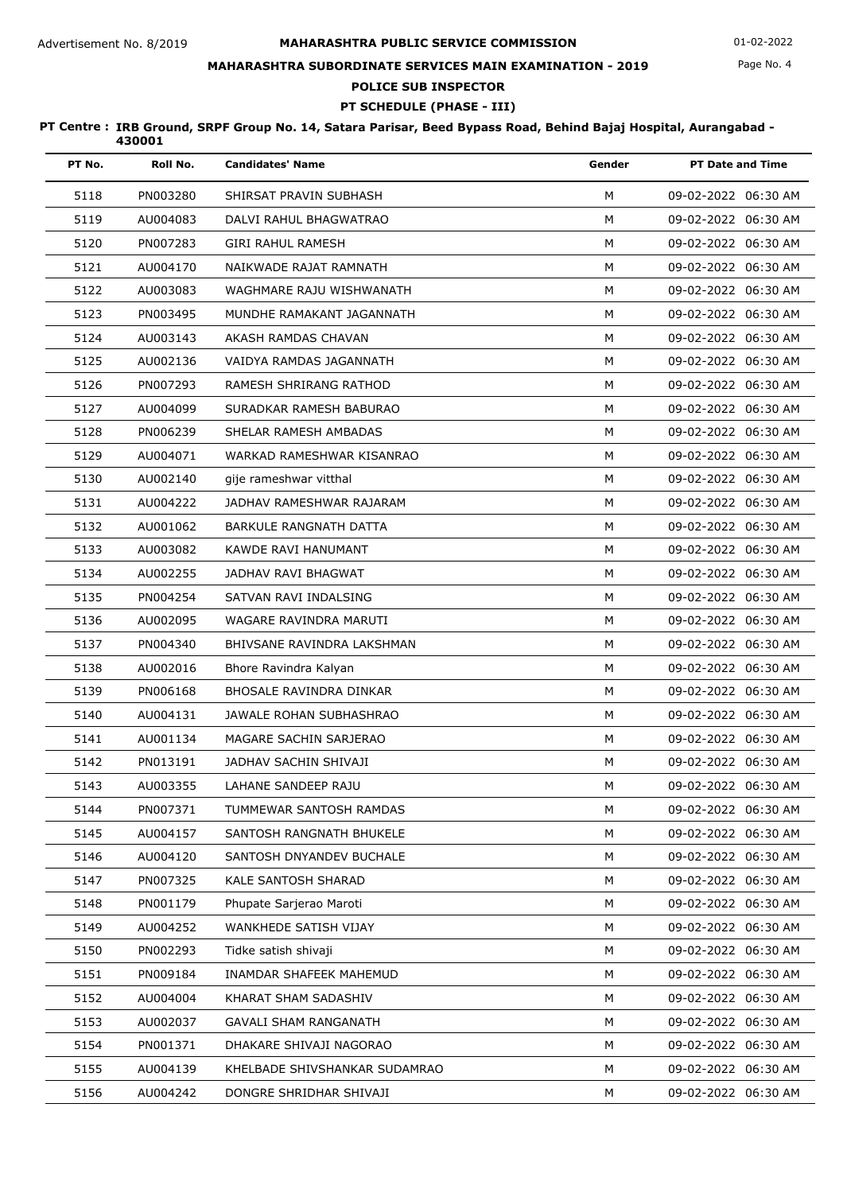Advertisement No. 8/2019

# MAHARASHTRA PUBLIC SERVICE COMMISSION

01-02-2022

## MAHARASHTRA SUBORDINATE SERVICES MAIN EXAMINATION - 2019

### POLICE SUB INSPECTOR

### PT SCHEDULE (PHASE - III)

**PT Centre : IRB Ground, SRPF Group No. 14, Satara Parisar, Beed Bypass Road, Behind Bajaj Hospital, Aurangabad - 430001**

| PT No. | Roll No. | Candidates' Name | Gender | PT Date and Time |
|---|---|---|---|---|
| 5118 | PN003280 | SHIRSAT PRAVIN SUBHASH | M | 09-02-2022 06:30 AM |
| 5119 | AU004083 | DALVI RAHUL BHAGWATRAO | M | 09-02-2022 06:30 AM |
| 5120 | PN007283 | GIRI RAHUL RAMESH | M | 09-02-2022 06:30 AM |
| 5121 | AU004170 | NAIKWADE RAJAT RAMNATH | M | 09-02-2022 06:30 AM |
| 5122 | AU003083 | WAGHMARE RAJU WISHWANATH | M | 09-02-2022 06:30 AM |
| 5123 | PN003495 | MUNDHE RAMAKANT JAGANNATH | M | 09-02-2022 06:30 AM |
| 5124 | AU003143 | AKASH RAMDAS CHAVAN | M | 09-02-2022 06:30 AM |
| 5125 | AU002136 | VAIDYA RAMDAS JAGANNATH | M | 09-02-2022 06:30 AM |
| 5126 | PN007293 | RAMESH SHRIRANG RATHOD | M | 09-02-2022 06:30 AM |
| 5127 | AU004099 | SURADKAR RAMESH BABURAO | M | 09-02-2022 06:30 AM |
| 5128 | PN006239 | SHELAR RAMESH AMBADAS | M | 09-02-2022 06:30 AM |
| 5129 | AU004071 | WARKAD RAMESHWAR KISANRAO | M | 09-02-2022 06:30 AM |
| 5130 | AU002140 | gije rameshwar vitthal | M | 09-02-2022 06:30 AM |
| 5131 | AU004222 | JADHAV RAMESHWAR RAJARAM | M | 09-02-2022 06:30 AM |
| 5132 | AU001062 | BARKULE RANGNATH DATTA | M | 09-02-2022 06:30 AM |
| 5133 | AU003082 | KAWDE RAVI HANUMANT | M | 09-02-2022 06:30 AM |
| 5134 | AU002255 | JADHAV RAVI BHAGWAT | M | 09-02-2022 06:30 AM |
| 5135 | PN004254 | SATVAN RAVI INDALSING | M | 09-02-2022 06:30 AM |
| 5136 | AU002095 | WAGARE RAVINDRA MARUTI | M | 09-02-2022 06:30 AM |
| 5137 | PN004340 | BHIVSANE RAVINDRA LAKSHMAN | M | 09-02-2022 06:30 AM |
| 5138 | AU002016 | Bhore Ravindra Kalyan | M | 09-02-2022 06:30 AM |
| 5139 | PN006168 | BHOSALE RAVINDRA DINKAR | M | 09-02-2022 06:30 AM |
| 5140 | AU004131 | JAWALE ROHAN SUBHASHRAO | M | 09-02-2022 06:30 AM |
| 5141 | AU001134 | MAGARE SACHIN SARJERAO | M | 09-02-2022 06:30 AM |
| 5142 | PN013191 | JADHAV SACHIN SHIVAJI | M | 09-02-2022 06:30 AM |
| 5143 | AU003355 | LAHANE SANDEEP RAJU | M | 09-02-2022 06:30 AM |
| 5144 | PN007371 | TUMMEWAR SANTOSH RAMDAS | M | 09-02-2022 06:30 AM |
| 5145 | AU004157 | SANTOSH RANGNATH BHUKELE | M | 09-02-2022 06:30 AM |
| 5146 | AU004120 | SANTOSH DNYANDEV BUCHALE | M | 09-02-2022 06:30 AM |
| 5147 | PN007325 | KALE SANTOSH SHARAD | M | 09-02-2022 06:30 AM |
| 5148 | PN001179 | Phupate Sarjerao Maroti | M | 09-02-2022 06:30 AM |
| 5149 | AU004252 | WANKHEDE SATISH VIJAY | M | 09-02-2022 06:30 AM |
| 5150 | PN002293 | Tidke satish shivaji | M | 09-02-2022 06:30 AM |
| 5151 | PN009184 | INAMDAR SHAFEEK MAHEMUD | M | 09-02-2022 06:30 AM |
| 5152 | AU004004 | KHARAT SHAM SADASHIV | M | 09-02-2022 06:30 AM |
| 5153 | AU002037 | GAVALI SHAM RANGANATH | M | 09-02-2022 06:30 AM |
| 5154 | PN001371 | DHAKARE SHIVAJI NAGORAO | M | 09-02-2022 06:30 AM |
| 5155 | AU004139 | KHELBADE SHIVSHANKAR SUDAMRAO | M | 09-02-2022 06:30 AM |
| 5156 | AU004242 | DONGRE SHRIDHAR SHIVAJI | M | 09-02-2022 06:30 AM |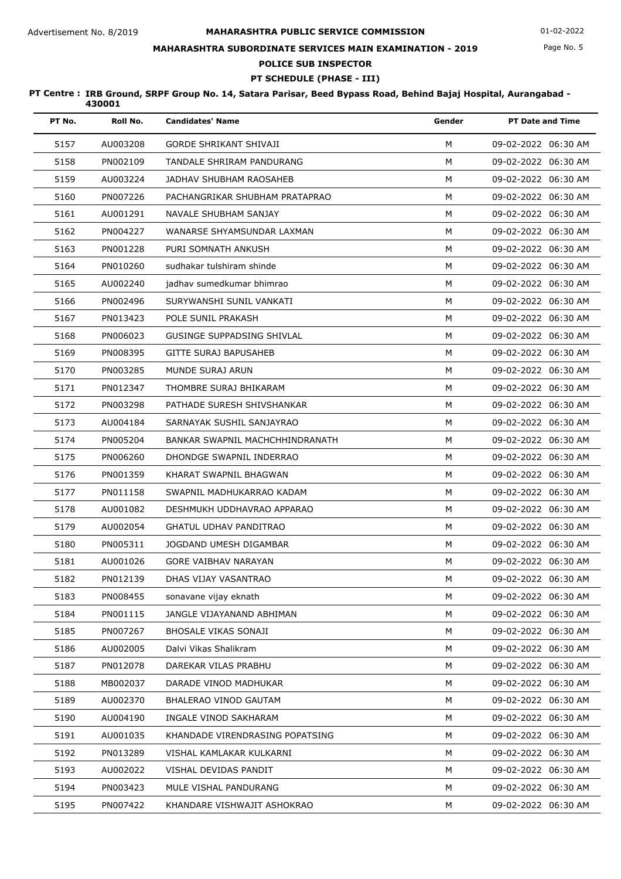**MAHARASHTRA PUBLIC SERVICE COMMISSION**

Advertisement No. 8/2019

01-02-2022

**MAHARASHTRA SUBORDINATE SERVICES MAIN EXAMINATION - 2019**

**POLICE SUB INSPECTOR**

**PT SCHEDULE (PHASE - III)**

**PT Centre : IRB Ground, SRPF Group No. 14, Satara Parisar, Beed Bypass Road, Behind Bajaj Hospital, Aurangabad - 430001**

| PT No. | Roll No. | Candidates' Name | Gender | PT Date and Time |
|---|---|---|---|---|
| 5157 | AU003208 | GORDE SHRIKANT SHIVAJI | M | 09-02-2022 06:30 AM |
| 5158 | PN002109 | TANDALE SHRIRAM PANDURANG | M | 09-02-2022 06:30 AM |
| 5159 | AU003224 | JADHAV SHUBHAM RAOSAHEB | M | 09-02-2022 06:30 AM |
| 5160 | PN007226 | PACHANGRIKAR SHUBHAM PRATAPRAO | M | 09-02-2022 06:30 AM |
| 5161 | AU001291 | NAVALE SHUBHAM SANJAY | M | 09-02-2022 06:30 AM |
| 5162 | PN004227 | WANARSE SHYAMSUNDAR LAXMAN | M | 09-02-2022 06:30 AM |
| 5163 | PN001228 | PURI SOMNATH ANKUSH | M | 09-02-2022 06:30 AM |
| 5164 | PN010260 | sudhakar tulshiram shinde | M | 09-02-2022 06:30 AM |
| 5165 | AU002240 | jadhav sumedkumar bhimrao | M | 09-02-2022 06:30 AM |
| 5166 | PN002496 | SURYWANSHI SUNIL VANKATI | M | 09-02-2022 06:30 AM |
| 5167 | PN013423 | POLE SUNIL PRAKASH | M | 09-02-2022 06:30 AM |
| 5168 | PN006023 | GUSINGE SUPPADSING SHIVLAL | M | 09-02-2022 06:30 AM |
| 5169 | PN008395 | GITTE SURAJ BAPUSAHEB | M | 09-02-2022 06:30 AM |
| 5170 | PN003285 | MUNDE SURAJ ARUN | M | 09-02-2022 06:30 AM |
| 5171 | PN012347 | THOMBRE SURAJ BHIKARAM | M | 09-02-2022 06:30 AM |
| 5172 | PN003298 | PATHADE SURESH SHIVSHANKAR | M | 09-02-2022 06:30 AM |
| 5173 | AU004184 | SARNAYAK SUSHIL SANJAYRAO | M | 09-02-2022 06:30 AM |
| 5174 | PN005204 | BANKAR SWAPNIL MACHCHHINDRANATH | M | 09-02-2022 06:30 AM |
| 5175 | PN006260 | DHONDGE SWAPNIL INDERRAO | M | 09-02-2022 06:30 AM |
| 5176 | PN001359 | KHARAT SWAPNIL BHAGWAN | M | 09-02-2022 06:30 AM |
| 5177 | PN011158 | SWAPNIL MADHUKARRAO KADAM | M | 09-02-2022 06:30 AM |
| 5178 | AU001082 | DESHMUKH UDDHAVRAO APPARAO | M | 09-02-2022 06:30 AM |
| 5179 | AU002054 | GHATUL UDHAV PANDITRAO | M | 09-02-2022 06:30 AM |
| 5180 | PN005311 | JOGDAND UMESH DIGAMBAR | M | 09-02-2022 06:30 AM |
| 5181 | AU001026 | GORE VAIBHAV NARAYAN | M | 09-02-2022 06:30 AM |
| 5182 | PN012139 | DHAS VIJAY VASANTRAO | M | 09-02-2022 06:30 AM |
| 5183 | PN008455 | sonavane vijay eknath | M | 09-02-2022 06:30 AM |
| 5184 | PN001115 | JANGLE VIJAYANAND ABHIMAN | M | 09-02-2022 06:30 AM |
| 5185 | PN007267 | BHOSALE VIKAS SONAJI | M | 09-02-2022 06:30 AM |
| 5186 | AU002005 | Dalvi Vikas Shalikram | M | 09-02-2022 06:30 AM |
| 5187 | PN012078 | DAREKAR VILAS PRABHU | M | 09-02-2022 06:30 AM |
| 5188 | MB002037 | DARADE VINOD MADHUKAR | M | 09-02-2022 06:30 AM |
| 5189 | AU002370 | BHALERAO VINOD GAUTAM | M | 09-02-2022 06:30 AM |
| 5190 | AU004190 | INGALE VINOD SAKHARAM | M | 09-02-2022 06:30 AM |
| 5191 | AU001035 | KHANDADE VIRENDRASING POPATSING | M | 09-02-2022 06:30 AM |
| 5192 | PN013289 | VISHAL KAMLAKAR KULKARNI | M | 09-02-2022 06:30 AM |
| 5193 | AU002022 | VISHAL DEVIDAS PANDIT | M | 09-02-2022 06:30 AM |
| 5194 | PN003423 | MULE VISHAL PANDURANG | M | 09-02-2022 06:30 AM |
| 5195 | PN007422 | KHANDARE VISHWAJIT ASHOKRAO | M | 09-02-2022 06:30 AM |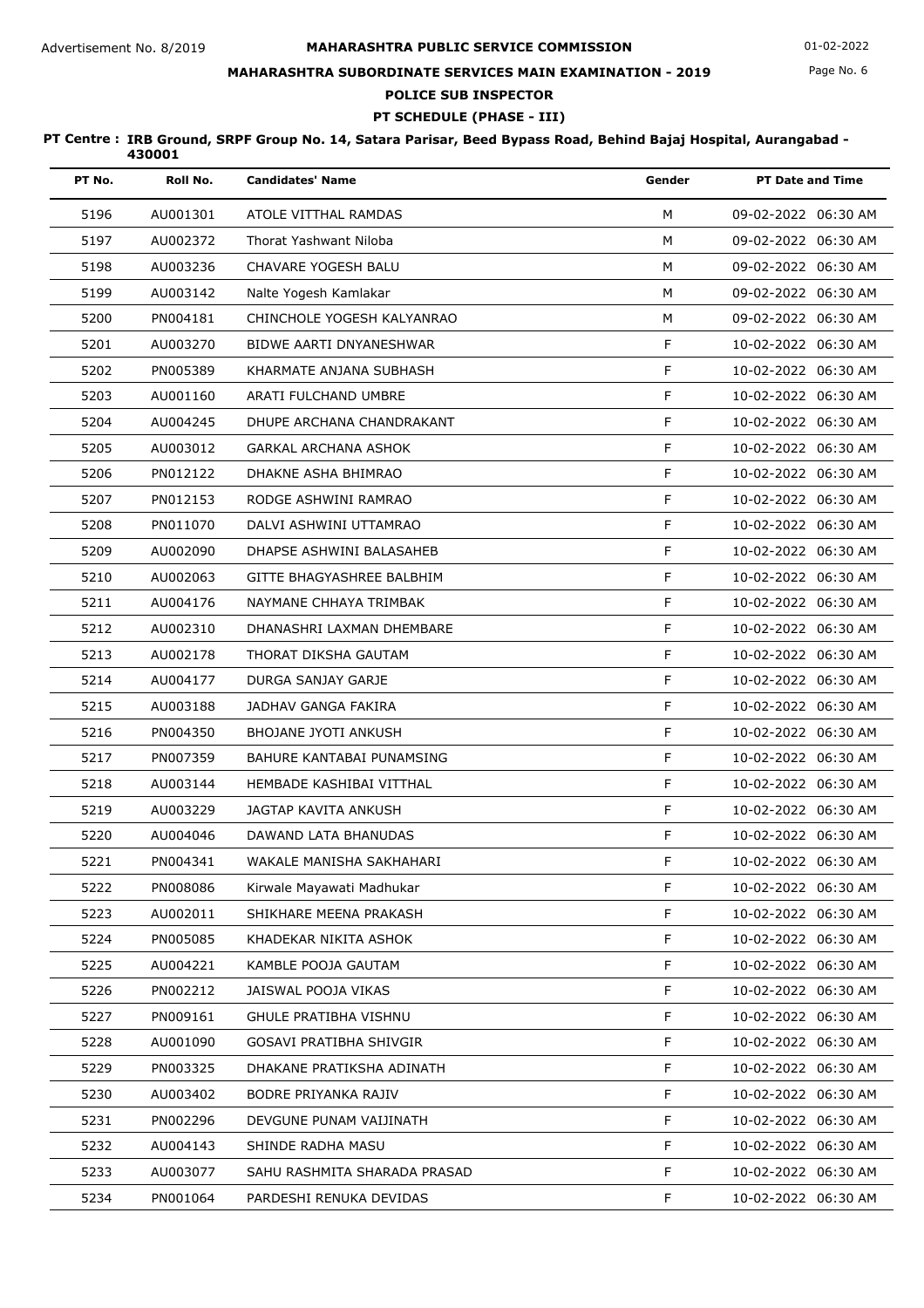Advertisement No. 8/2019

# MAHARASHTRA PUBLIC SERVICE COMMISSION

## MAHARASHTRA SUBORDINATE SERVICES MAIN EXAMINATION - 2019

### POLICE SUB INSPECTOR

### PT SCHEDULE (PHASE - III)

01-02-2022

**PT Centre : IRB Ground, SRPF Group No. 14, Satara Parisar, Beed Bypass Road, Behind Bajaj Hospital, Aurangabad - 430001**

| PT No. | Roll No. | Candidates' Name | Gender | PT Date and Time |
|---|---|---|---|---|
| 5196 | AU001301 | ATOLE VITTHAL RAMDAS | M | 09-02-2022 06:30 AM |
| 5197 | AU002372 | Thorat Yashwant Niloba | M | 09-02-2022 06:30 AM |
| 5198 | AU003236 | CHAVARE YOGESH BALU | M | 09-02-2022 06:30 AM |
| 5199 | AU003142 | Nalte Yogesh Kamlakar | M | 09-02-2022 06:30 AM |
| 5200 | PN004181 | CHINCHOLE YOGESH KALYANRAO | M | 09-02-2022 06:30 AM |
| 5201 | AU003270 | BIDWE AARTI DNYANESHWAR | F | 10-02-2022 06:30 AM |
| 5202 | PN005389 | KHARMATE ANJANA SUBHASH | F | 10-02-2022 06:30 AM |
| 5203 | AU001160 | ARATI FULCHAND UMBRE | F | 10-02-2022 06:30 AM |
| 5204 | AU004245 | DHUPE ARCHANA CHANDRAKANT | F | 10-02-2022 06:30 AM |
| 5205 | AU003012 | GARKAL ARCHANA ASHOK | F | 10-02-2022 06:30 AM |
| 5206 | PN012122 | DHAKNE ASHA BHIMRAO | F | 10-02-2022 06:30 AM |
| 5207 | PN012153 | RODGE ASHWINI RAMRAO | F | 10-02-2022 06:30 AM |
| 5208 | PN011070 | DALVI ASHWINI UTTAMRAO | F | 10-02-2022 06:30 AM |
| 5209 | AU002090 | DHAPSE ASHWINI BALASAHEB | F | 10-02-2022 06:30 AM |
| 5210 | AU002063 | GITTE BHAGYASHREE BALBHIM | F | 10-02-2022 06:30 AM |
| 5211 | AU004176 | NAYMANE CHHAYA TRIMBAK | F | 10-02-2022 06:30 AM |
| 5212 | AU002310 | DHANASHRI LAXMAN DHEMBARE | F | 10-02-2022 06:30 AM |
| 5213 | AU002178 | THORAT DIKSHA GAUTAM | F | 10-02-2022 06:30 AM |
| 5214 | AU004177 | DURGA SANJAY GARJE | F | 10-02-2022 06:30 AM |
| 5215 | AU003188 | JADHAV GANGA FAKIRA | F | 10-02-2022 06:30 AM |
| 5216 | PN004350 | BHOJANE JYOTI ANKUSH | F | 10-02-2022 06:30 AM |
| 5217 | PN007359 | BAHURE KANTABAI PUNAMSING | F | 10-02-2022 06:30 AM |
| 5218 | AU003144 | HEMBADE KASHIBAI VITTHAL | F | 10-02-2022 06:30 AM |
| 5219 | AU003229 | JAGTAP KAVITA ANKUSH | F | 10-02-2022 06:30 AM |
| 5220 | AU004046 | DAWAND LATA BHANUDAS | F | 10-02-2022 06:30 AM |
| 5221 | PN004341 | WAKALE MANISHA SAKHAHARI | F | 10-02-2022 06:30 AM |
| 5222 | PN008086 | Kirwale Mayawati Madhukar | F | 10-02-2022 06:30 AM |
| 5223 | AU002011 | SHIKHARE MEENA PRAKASH | F | 10-02-2022 06:30 AM |
| 5224 | PN005085 | KHADEKAR NIKITA ASHOK | F | 10-02-2022 06:30 AM |
| 5225 | AU004221 | KAMBLE POOJA GAUTAM | F | 10-02-2022 06:30 AM |
| 5226 | PN002212 | JAISWAL POOJA VIKAS | F | 10-02-2022 06:30 AM |
| 5227 | PN009161 | GHULE PRATIBHA VISHNU | F | 10-02-2022 06:30 AM |
| 5228 | AU001090 | GOSAVI PRATIBHA SHIVGIR | F | 10-02-2022 06:30 AM |
| 5229 | PN003325 | DHAKANE PRATIKSHA ADINATH | F | 10-02-2022 06:30 AM |
| 5230 | AU003402 | BODRE PRIYANKA RAJIV | F | 10-02-2022 06:30 AM |
| 5231 | PN002296 | DEVGUNE PUNAM VAIJINATH | F | 10-02-2022 06:30 AM |
| 5232 | AU004143 | SHINDE RADHA MASU | F | 10-02-2022 06:30 AM |
| 5233 | AU003077 | SAHU RASHMITA SHARADA PRASAD | F | 10-02-2022 06:30 AM |
| 5234 | PN001064 | PARDESHI RENUKA DEVIDAS | F | 10-02-2022 06:30 AM |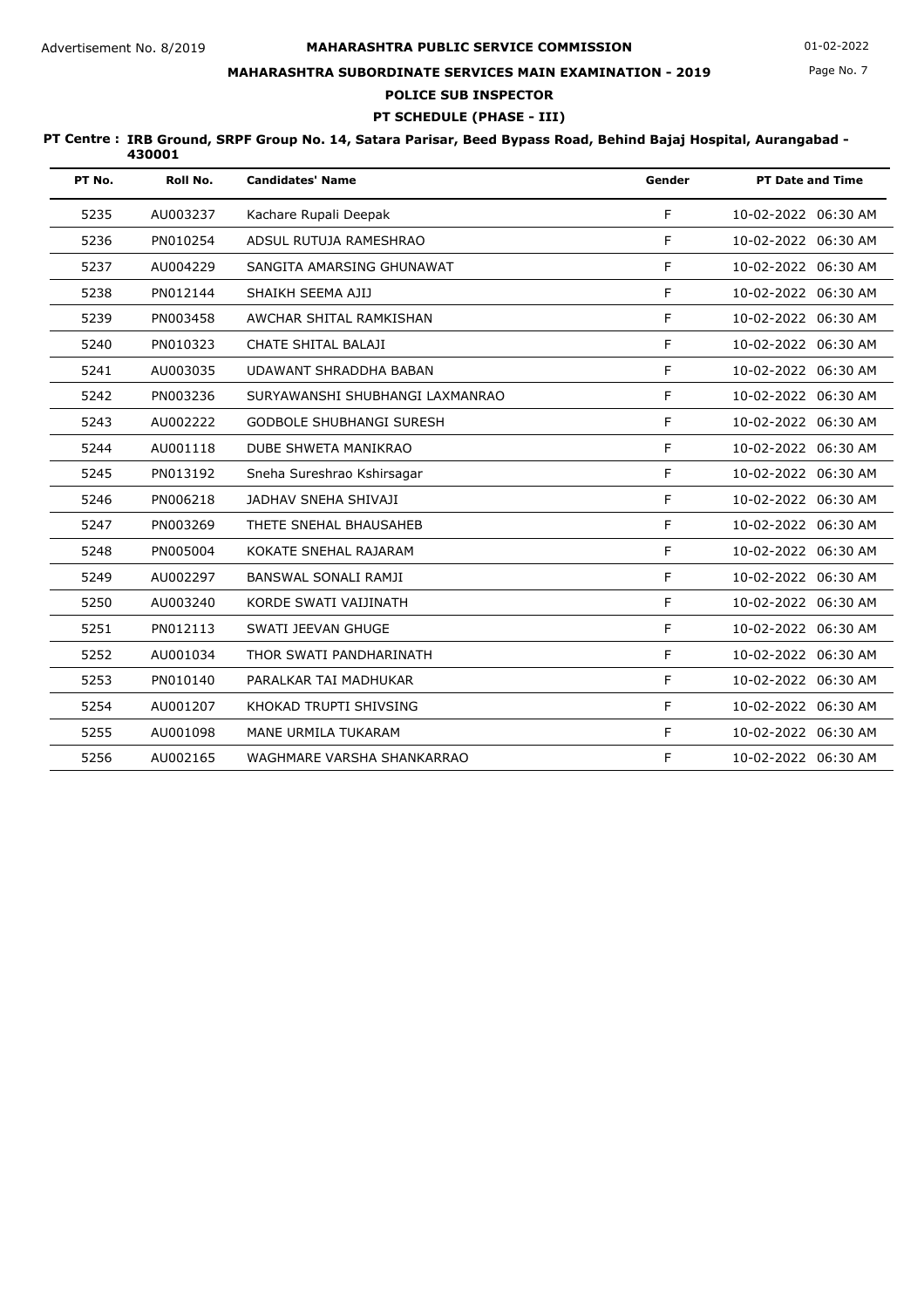Advertisement No. 8/2019

**MAHARASHTRA PUBLIC SERVICE COMMISSION**

01-02-2022

**MAHARASHTRA SUBORDINATE SERVICES MAIN EXAMINATION - 2019**

**POLICE SUB INSPECTOR**

**PT SCHEDULE (PHASE - III)**

**PT Centre : IRB Ground, SRPF Group No. 14, Satara Parisar, Beed Bypass Road, Behind Bajaj Hospital, Aurangabad - 430001**

| PT No. | Roll No. | Candidates' Name | Gender | PT Date and Time |
|---|---|---|---|---|
| 5235 | AU003237 | Kachare Rupali Deepak | F | 10-02-2022 06:30 AM |
| 5236 | PN010254 | ADSUL RUTUJA RAMESHRAO | F | 10-02-2022 06:30 AM |
| 5237 | AU004229 | SANGITA AMARSING GHUNAWAT | F | 10-02-2022 06:30 AM |
| 5238 | PN012144 | SHAIKH SEEMA AJIJ | F | 10-02-2022 06:30 AM |
| 5239 | PN003458 | AWCHAR SHITAL RAMKISHAN | F | 10-02-2022 06:30 AM |
| 5240 | PN010323 | CHATE SHITAL BALAJI | F | 10-02-2022 06:30 AM |
| 5241 | AU003035 | UDAWANT SHRADDHA BABAN | F | 10-02-2022 06:30 AM |
| 5242 | PN003236 | SURYAWANSHI SHUBHANGI LAXMANRAO | F | 10-02-2022 06:30 AM |
| 5243 | AU002222 | GODBOLE SHUBHANGI SURESH | F | 10-02-2022 06:30 AM |
| 5244 | AU001118 | DUBE SHWETA MANIKRAO | F | 10-02-2022 06:30 AM |
| 5245 | PN013192 | Sneha Sureshrao Kshirsagar | F | 10-02-2022 06:30 AM |
| 5246 | PN006218 | JADHAV SNEHA SHIVAJI | F | 10-02-2022 06:30 AM |
| 5247 | PN003269 | THETE SNEHAL BHAUSAHEB | F | 10-02-2022 06:30 AM |
| 5248 | PN005004 | KOKATE SNEHAL RAJARAM | F | 10-02-2022 06:30 AM |
| 5249 | AU002297 | BANSWAL SONALI RAMJI | F | 10-02-2022 06:30 AM |
| 5250 | AU003240 | KORDE SWATI VAIJINATH | F | 10-02-2022 06:30 AM |
| 5251 | PN012113 | SWATI JEEVAN GHUGE | F | 10-02-2022 06:30 AM |
| 5252 | AU001034 | THOR SWATI PANDHARINATH | F | 10-02-2022 06:30 AM |
| 5253 | PN010140 | PARALKAR TAI MADHUKAR | F | 10-02-2022 06:30 AM |
| 5254 | AU001207 | KHOKAD TRUPTI SHIVSING | F | 10-02-2022 06:30 AM |
| 5255 | AU001098 | MANE URMILA TUKARAM | F | 10-02-2022 06:30 AM |
| 5256 | AU002165 | WAGHMARE VARSHA SHANKARRAO | F | 10-02-2022 06:30 AM |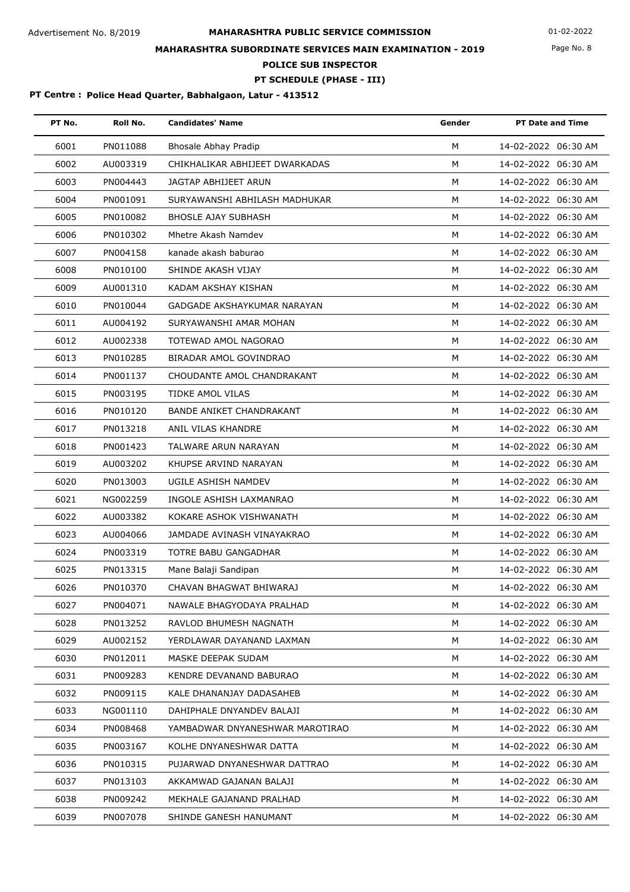Advertisement No. 8/2019

# MAHARASHTRA PUBLIC SERVICE COMMISSION

## MAHARASHTRA SUBORDINATE SERVICES MAIN EXAMINATION - 2019

## POLICE SUB INSPECTOR

## PT SCHEDULE (PHASE - III)

01-02-2022

**PT Centre : Police Head Quarter, Babhalgaon, Latur - 413512**

| PT No. | Roll No. | Candidates' Name | Gender | PT Date and Time |
|---|---|---|---|---|
| 6001 | PN011088 | Bhosale Abhay Pradip | M | 14-02-2022 06:30 AM |
| 6002 | AU003319 | CHIKHALIKAR ABHIJEET DWARKADAS | M | 14-02-2022 06:30 AM |
| 6003 | PN004443 | JAGTAP ABHIJEET ARUN | M | 14-02-2022 06:30 AM |
| 6004 | PN001091 | SURYAWANSHI ABHILASH MADHUKAR | M | 14-02-2022 06:30 AM |
| 6005 | PN010082 | BHOSLE AJAY SUBHASH | M | 14-02-2022 06:30 AM |
| 6006 | PN010302 | Mhetre Akash Namdev | M | 14-02-2022 06:30 AM |
| 6007 | PN004158 | kanade akash baburao | M | 14-02-2022 06:30 AM |
| 6008 | PN010100 | SHINDE AKASH VIJAY | M | 14-02-2022 06:30 AM |
| 6009 | AU001310 | KADAM AKSHAY KISHAN | M | 14-02-2022 06:30 AM |
| 6010 | PN010044 | GADGADE AKSHAYKUMAR NARAYAN | M | 14-02-2022 06:30 AM |
| 6011 | AU004192 | SURYAWANSHI AMAR MOHAN | M | 14-02-2022 06:30 AM |
| 6012 | AU002338 | TOTEWAD AMOL NAGORAO | M | 14-02-2022 06:30 AM |
| 6013 | PN010285 | BIRADAR AMOL GOVINDRAO | M | 14-02-2022 06:30 AM |
| 6014 | PN001137 | CHOUDANTE AMOL CHANDRAKANT | M | 14-02-2022 06:30 AM |
| 6015 | PN003195 | TIDKE AMOL VILAS | M | 14-02-2022 06:30 AM |
| 6016 | PN010120 | BANDE ANIKET CHANDRAKANT | M | 14-02-2022 06:30 AM |
| 6017 | PN013218 | ANIL VILAS KHANDRE | M | 14-02-2022 06:30 AM |
| 6018 | PN001423 | TALWARE ARUN NARAYAN | M | 14-02-2022 06:30 AM |
| 6019 | AU003202 | KHUPSE ARVIND NARAYAN | M | 14-02-2022 06:30 AM |
| 6020 | PN013003 | UGILE ASHISH NAMDEV | M | 14-02-2022 06:30 AM |
| 6021 | NG002259 | INGOLE ASHISH LAXMANRAO | M | 14-02-2022 06:30 AM |
| 6022 | AU003382 | KOKARE ASHOK VISHWANATH | M | 14-02-2022 06:30 AM |
| 6023 | AU004066 | JAMDADE AVINASH VINAYAKRAO | M | 14-02-2022 06:30 AM |
| 6024 | PN003319 | TOTRE BABU GANGADHAR | M | 14-02-2022 06:30 AM |
| 6025 | PN013315 | Mane Balaji Sandipan | M | 14-02-2022 06:30 AM |
| 6026 | PN010370 | CHAVAN BHAGWAT BHIWARAJ | M | 14-02-2022 06:30 AM |
| 6027 | PN004071 | NAWALE BHAGYODAYA PRALHAD | M | 14-02-2022 06:30 AM |
| 6028 | PN013252 | RAVLOD BHUMESH NAGNATH | M | 14-02-2022 06:30 AM |
| 6029 | AU002152 | YERDLAWAR DAYANAND LAXMAN | M | 14-02-2022 06:30 AM |
| 6030 | PN012011 | MASKE DEEPAK SUDAM | M | 14-02-2022 06:30 AM |
| 6031 | PN009283 | KENDRE DEVANAND BABURAO | M | 14-02-2022 06:30 AM |
| 6032 | PN009115 | KALE DHANANJAY DADASAHEB | M | 14-02-2022 06:30 AM |
| 6033 | NG001110 | DAHIPHALE DNYANDEV BALAJI | M | 14-02-2022 06:30 AM |
| 6034 | PN008468 | YAMBADWAR DNYANESHWAR MAROTIRAO | M | 14-02-2022 06:30 AM |
| 6035 | PN003167 | KOLHE DNYANESHWAR DATTA | M | 14-02-2022 06:30 AM |
| 6036 | PN010315 | PUJARWAD DNYANESHWAR DATTRAO | M | 14-02-2022 06:30 AM |
| 6037 | PN013103 | AKKAMWAD GAJANAN BALAJI | M | 14-02-2022 06:30 AM |
| 6038 | PN009242 | MEKHALE GAJANAND PRALHAD | M | 14-02-2022 06:30 AM |
| 6039 | PN007078 | SHINDE GANESH HANUMANT | M | 14-02-2022 06:30 AM |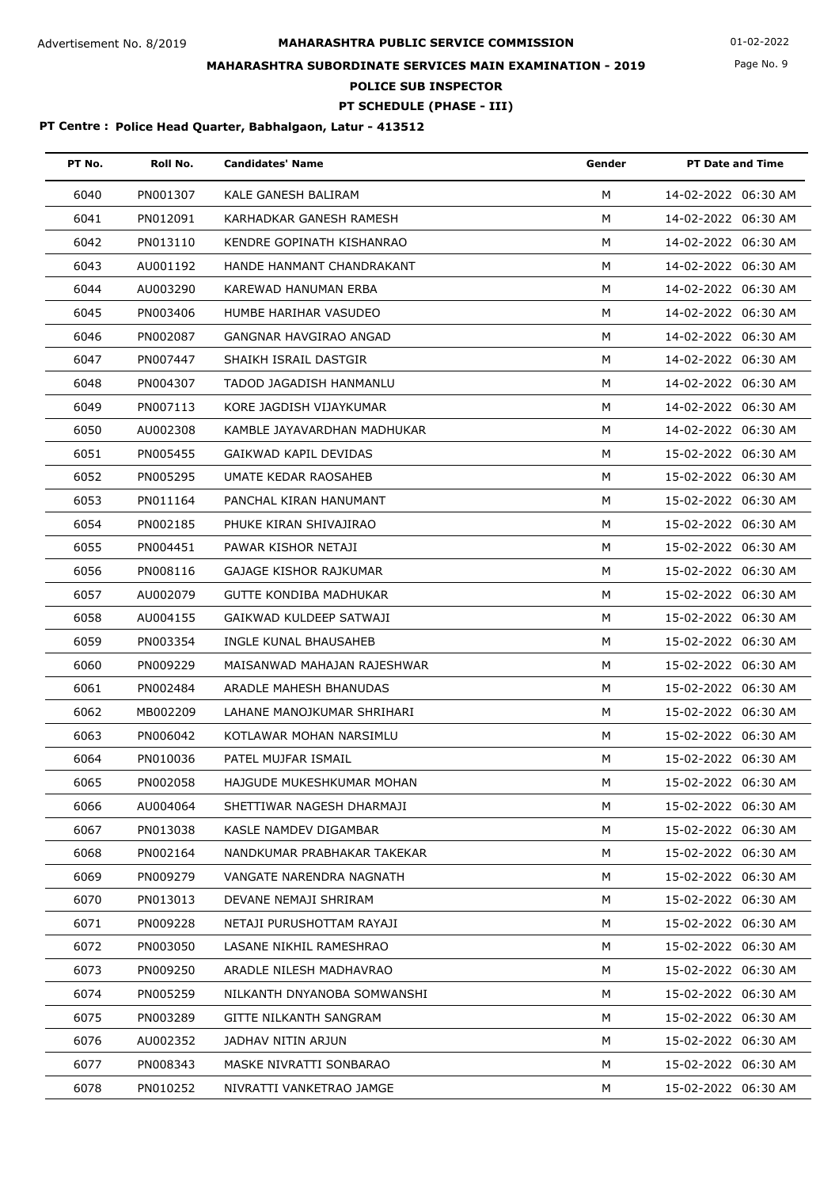Advertisement No. 8/2019

# MAHARASHTRA PUBLIC SERVICE COMMISSION

01-02-2022

## MAHARASHTRA SUBORDINATE SERVICES MAIN EXAMINATION - 2019

### POLICE SUB INSPECTOR

### PT SCHEDULE (PHASE - III)

**PT Centre : Police Head Quarter, Babhalgaon, Latur - 413512**

| PT No. | Roll No. | Candidates' Name | Gender | PT Date and Time |
|---|---|---|---|---|
| 6040 | PN001307 | KALE GANESH BALIRAM | M | 14-02-2022 06:30 AM |
| 6041 | PN012091 | KARHADKAR GANESH RAMESH | M | 14-02-2022 06:30 AM |
| 6042 | PN013110 | KENDRE GOPINATH KISHANRAO | M | 14-02-2022 06:30 AM |
| 6043 | AU001192 | HANDE HANMANT CHANDRAKANT | M | 14-02-2022 06:30 AM |
| 6044 | AU003290 | KAREWAD HANUMAN ERBA | M | 14-02-2022 06:30 AM |
| 6045 | PN003406 | HUMBE HARIHAR VASUDEO | M | 14-02-2022 06:30 AM |
| 6046 | PN002087 | GANGNAR HAVGIRAO ANGAD | M | 14-02-2022 06:30 AM |
| 6047 | PN007447 | SHAIKH ISRAIL DASTGIR | M | 14-02-2022 06:30 AM |
| 6048 | PN004307 | TADOD JAGADISH HANMANLU | M | 14-02-2022 06:30 AM |
| 6049 | PN007113 | KORE JAGDISH VIJAYKUMAR | M | 14-02-2022 06:30 AM |
| 6050 | AU002308 | KAMBLE JAYAVARDHAN MADHUKAR | M | 14-02-2022 06:30 AM |
| 6051 | PN005455 | GAIKWAD KAPIL DEVIDAS | M | 15-02-2022 06:30 AM |
| 6052 | PN005295 | UMATE KEDAR RAOSAHEB | M | 15-02-2022 06:30 AM |
| 6053 | PN011164 | PANCHAL KIRAN HANUMANT | M | 15-02-2022 06:30 AM |
| 6054 | PN002185 | PHUKE KIRAN SHIVAJIRAO | M | 15-02-2022 06:30 AM |
| 6055 | PN004451 | PAWAR KISHOR NETAJI | M | 15-02-2022 06:30 AM |
| 6056 | PN008116 | GAJAGE KISHOR RAJKUMAR | M | 15-02-2022 06:30 AM |
| 6057 | AU002079 | GUTTE KONDIBA MADHUKAR | M | 15-02-2022 06:30 AM |
| 6058 | AU004155 | GAIKWAD KULDEEP SATWAJI | M | 15-02-2022 06:30 AM |
| 6059 | PN003354 | INGLE KUNAL BHAUSAHEB | M | 15-02-2022 06:30 AM |
| 6060 | PN009229 | MAISANWAD MAHAJAN RAJESHWAR | M | 15-02-2022 06:30 AM |
| 6061 | PN002484 | ARADLE MAHESH BHANUDAS | M | 15-02-2022 06:30 AM |
| 6062 | MB002209 | LAHANE MANOJKUMAR SHRIHARI | M | 15-02-2022 06:30 AM |
| 6063 | PN006042 | KOTLAWAR MOHAN NARSIMLU | M | 15-02-2022 06:30 AM |
| 6064 | PN010036 | PATEL MUJFAR ISMAIL | M | 15-02-2022 06:30 AM |
| 6065 | PN002058 | HAJGUDE MUKESHKUMAR MOHAN | M | 15-02-2022 06:30 AM |
| 6066 | AU004064 | SHETTIWAR NAGESH DHARMAJI | M | 15-02-2022 06:30 AM |
| 6067 | PN013038 | KASLE NAMDEV DIGAMBAR | M | 15-02-2022 06:30 AM |
| 6068 | PN002164 | NANDKUMAR PRABHAKAR TAKEKAR | M | 15-02-2022 06:30 AM |
| 6069 | PN009279 | VANGATE NARENDRA NAGNATH | M | 15-02-2022 06:30 AM |
| 6070 | PN013013 | DEVANE NEMAJI SHRIRAM | M | 15-02-2022 06:30 AM |
| 6071 | PN009228 | NETAJI PURUSHOTTAM RAYAJI | M | 15-02-2022 06:30 AM |
| 6072 | PN003050 | LASANE NIKHIL RAMESHRAO | M | 15-02-2022 06:30 AM |
| 6073 | PN009250 | ARADLE NILESH MADHAVRAO | M | 15-02-2022 06:30 AM |
| 6074 | PN005259 | NILKANTH DNYANOBA SOMWANSHI | M | 15-02-2022 06:30 AM |
| 6075 | PN003289 | GITTE NILKANTH SANGRAM | M | 15-02-2022 06:30 AM |
| 6076 | AU002352 | JADHAV NITIN ARJUN | M | 15-02-2022 06:30 AM |
| 6077 | PN008343 | MASKE NIVRATTI SONBARAO | M | 15-02-2022 06:30 AM |
| 6078 | PN010252 | NIVRATTI VANKETRAO JAMGE | M | 15-02-2022 06:30 AM |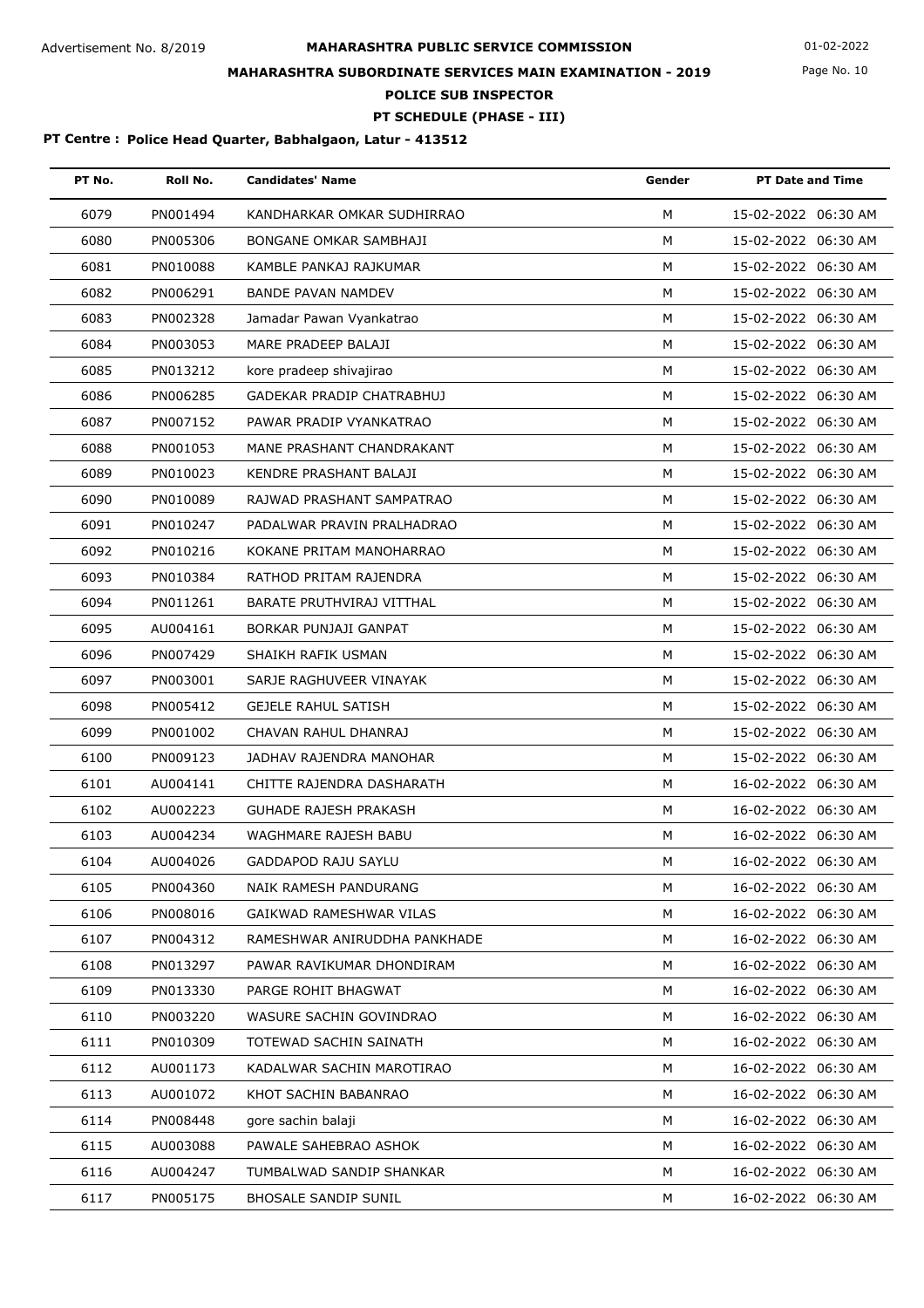Advertisement No. 8/2019

# MAHARASHTRA PUBLIC SERVICE COMMISSION

## MAHARASHTRA SUBORDINATE SERVICES MAIN EXAMINATION - 2019

### POLICE SUB INSPECTOR

### PT SCHEDULE (PHASE - III)

01-02-2022

**PT Centre : Police Head Quarter, Babhalgaon, Latur - 413512**

| PT No. | Roll No. | Candidates' Name | Gender | PT Date and Time |
|---|---|---|---|---|
| 6079 | PN001494 | KANDHARKAR OMKAR SUDHIRRAO | M | 15-02-2022 06:30 AM |
| 6080 | PN005306 | BONGANE OMKAR SAMBHAJI | M | 15-02-2022 06:30 AM |
| 6081 | PN010088 | KAMBLE PANKAJ RAJKUMAR | M | 15-02-2022 06:30 AM |
| 6082 | PN006291 | BANDE PAVAN NAMDEV | M | 15-02-2022 06:30 AM |
| 6083 | PN002328 | Jamadar Pawan Vyankatrao | M | 15-02-2022 06:30 AM |
| 6084 | PN003053 | MARE PRADEEP BALAJI | M | 15-02-2022 06:30 AM |
| 6085 | PN013212 | kore pradeep shivajirao | M | 15-02-2022 06:30 AM |
| 6086 | PN006285 | GADEKAR PRADIP CHATRABHUJ | M | 15-02-2022 06:30 AM |
| 6087 | PN007152 | PAWAR PRADIP VYANKATRAO | M | 15-02-2022 06:30 AM |
| 6088 | PN001053 | MANE PRASHANT CHANDRAKANT | M | 15-02-2022 06:30 AM |
| 6089 | PN010023 | KENDRE PRASHANT BALAJI | M | 15-02-2022 06:30 AM |
| 6090 | PN010089 | RAJWAD PRASHANT SAMPATRAO | M | 15-02-2022 06:30 AM |
| 6091 | PN010247 | PADALWAR PRAVIN PRALHADRAO | M | 15-02-2022 06:30 AM |
| 6092 | PN010216 | KOKANE PRITAM MANOHARRAO | M | 15-02-2022 06:30 AM |
| 6093 | PN010384 | RATHOD PRITAM RAJENDRA | M | 15-02-2022 06:30 AM |
| 6094 | PN011261 | BARATE PRUTHVIRAJ VITTHAL | M | 15-02-2022 06:30 AM |
| 6095 | AU004161 | BORKAR PUNJAJI GANPAT | M | 15-02-2022 06:30 AM |
| 6096 | PN007429 | SHAIKH RAFIK USMAN | M | 15-02-2022 06:30 AM |
| 6097 | PN003001 | SARJE RAGHUVEER VINAYAK | M | 15-02-2022 06:30 AM |
| 6098 | PN005412 | GEJELE RAHUL SATISH | M | 15-02-2022 06:30 AM |
| 6099 | PN001002 | CHAVAN RAHUL DHANRAJ | M | 15-02-2022 06:30 AM |
| 6100 | PN009123 | JADHAV RAJENDRA MANOHAR | M | 15-02-2022 06:30 AM |
| 6101 | AU004141 | CHITTE RAJENDRA DASHARATH | M | 16-02-2022 06:30 AM |
| 6102 | AU002223 | GUHADE RAJESH PRAKASH | M | 16-02-2022 06:30 AM |
| 6103 | AU004234 | WAGHMARE RAJESH BABU | M | 16-02-2022 06:30 AM |
| 6104 | AU004026 | GADDAPOD RAJU SAYLU | M | 16-02-2022 06:30 AM |
| 6105 | PN004360 | NAIK RAMESH PANDURANG | M | 16-02-2022 06:30 AM |
| 6106 | PN008016 | GAIKWAD RAMESHWAR VILAS | M | 16-02-2022 06:30 AM |
| 6107 | PN004312 | RAMESHWAR ANIRUDDHA PANKHADE | M | 16-02-2022 06:30 AM |
| 6108 | PN013297 | PAWAR RAVIKUMAR DHONDIRAM | M | 16-02-2022 06:30 AM |
| 6109 | PN013330 | PARGE ROHIT BHAGWAT | M | 16-02-2022 06:30 AM |
| 6110 | PN003220 | WASURE SACHIN GOVINDRAO | M | 16-02-2022 06:30 AM |
| 6111 | PN010309 | TOTEWAD SACHIN SAINATH | M | 16-02-2022 06:30 AM |
| 6112 | AU001173 | KADALWAR SACHIN MAROTIRAO | M | 16-02-2022 06:30 AM |
| 6113 | AU001072 | KHOT SACHIN BABANRAO | M | 16-02-2022 06:30 AM |
| 6114 | PN008448 | gore sachin balaji | M | 16-02-2022 06:30 AM |
| 6115 | AU003088 | PAWALE SAHEBRAO ASHOK | M | 16-02-2022 06:30 AM |
| 6116 | AU004247 | TUMBALWAD SANDIP SHANKAR | M | 16-02-2022 06:30 AM |
| 6117 | PN005175 | BHOSALE SANDIP SUNIL | M | 16-02-2022 06:30 AM |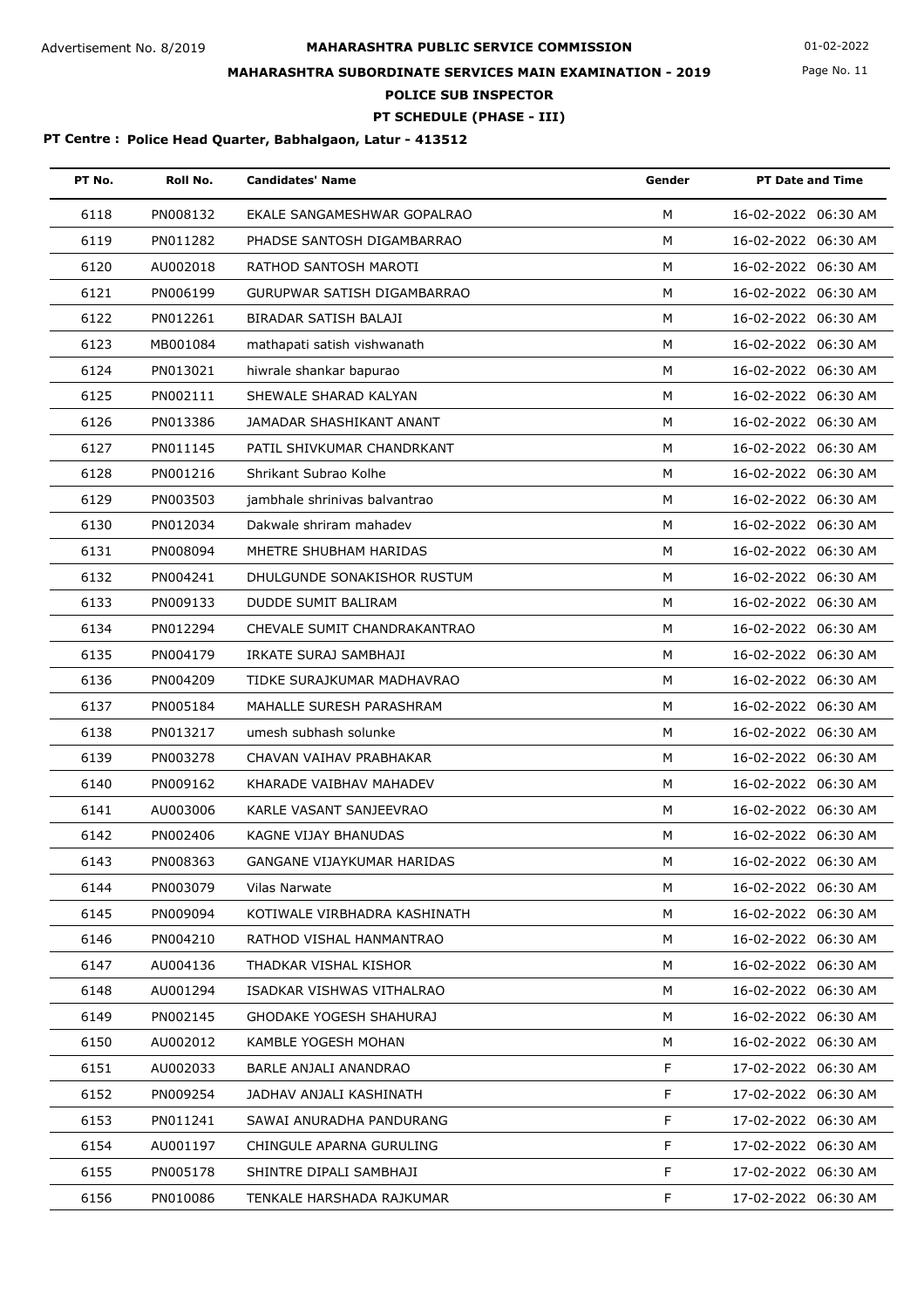Advertisement No. 8/2019

**MAHARASHTRA PUBLIC SERVICE COMMISSION**

01-02-2022

**MAHARASHTRA SUBORDINATE SERVICES MAIN EXAMINATION - 2019**

**POLICE SUB INSPECTOR**

**PT SCHEDULE (PHASE - III)**

**PT Centre : Police Head Quarter, Babhalgaon, Latur - 413512**

| PT No. | Roll No. | Candidates' Name | Gender | PT Date and Time |
|---|---|---|---|---|
| 6118 | PN008132 | EKALE SANGAMESHWAR GOPALRAO | M | 16-02-2022 06:30 AM |
| 6119 | PN011282 | PHADSE SANTOSH DIGAMBARRAO | M | 16-02-2022 06:30 AM |
| 6120 | AU002018 | RATHOD SANTOSH MAROTI | M | 16-02-2022 06:30 AM |
| 6121 | PN006199 | GURUPWAR SATISH DIGAMBARRAO | M | 16-02-2022 06:30 AM |
| 6122 | PN012261 | BIRADAR SATISH BALAJI | M | 16-02-2022 06:30 AM |
| 6123 | MB001084 | mathapati satish vishwanath | M | 16-02-2022 06:30 AM |
| 6124 | PN013021 | hiwrale shankar bapurao | M | 16-02-2022 06:30 AM |
| 6125 | PN002111 | SHEWALE SHARAD KALYAN | M | 16-02-2022 06:30 AM |
| 6126 | PN013386 | JAMADAR SHASHIKANT ANANT | M | 16-02-2022 06:30 AM |
| 6127 | PN011145 | PATIL SHIVKUMAR CHANDRKANT | M | 16-02-2022 06:30 AM |
| 6128 | PN001216 | Shrikant Subrao Kolhe | M | 16-02-2022 06:30 AM |
| 6129 | PN003503 | jambhale shrinivas balvantrao | M | 16-02-2022 06:30 AM |
| 6130 | PN012034 | Dakwale shriram mahadev | M | 16-02-2022 06:30 AM |
| 6131 | PN008094 | MHETRE SHUBHAM HARIDAS | M | 16-02-2022 06:30 AM |
| 6132 | PN004241 | DHULGUNDE SONAKISHOR RUSTUM | M | 16-02-2022 06:30 AM |
| 6133 | PN009133 | DUDDE SUMIT BALIRAM | M | 16-02-2022 06:30 AM |
| 6134 | PN012294 | CHEVALE SUMIT CHANDRAKANTRAO | M | 16-02-2022 06:30 AM |
| 6135 | PN004179 | IRKATE SURAJ SAMBHAJI | M | 16-02-2022 06:30 AM |
| 6136 | PN004209 | TIDKE SURAJKUMAR MADHAVRAO | M | 16-02-2022 06:30 AM |
| 6137 | PN005184 | MAHALLE SURESH PARASHRAM | M | 16-02-2022 06:30 AM |
| 6138 | PN013217 | umesh subhash solunke | M | 16-02-2022 06:30 AM |
| 6139 | PN003278 | CHAVAN VAIHAV PRABHAKAR | M | 16-02-2022 06:30 AM |
| 6140 | PN009162 | KHARADE VAIBHAV MAHADEV | M | 16-02-2022 06:30 AM |
| 6141 | AU003006 | KARLE VASANT SANJEEVRAO | M | 16-02-2022 06:30 AM |
| 6142 | PN002406 | KAGNE VIJAY BHANUDAS | M | 16-02-2022 06:30 AM |
| 6143 | PN008363 | GANGANE VIJAYKUMAR HARIDAS | M | 16-02-2022 06:30 AM |
| 6144 | PN003079 | Vilas Narwate | M | 16-02-2022 06:30 AM |
| 6145 | PN009094 | KOTIWALE VIRBHADRA KASHINATH | M | 16-02-2022 06:30 AM |
| 6146 | PN004210 | RATHOD VISHAL HANMANTRAO | M | 16-02-2022 06:30 AM |
| 6147 | AU004136 | THADKAR VISHAL KISHOR | M | 16-02-2022 06:30 AM |
| 6148 | AU001294 | ISADKAR VISHWAS VITHALRAO | M | 16-02-2022 06:30 AM |
| 6149 | PN002145 | GHODAKE YOGESH SHAHURAJ | M | 16-02-2022 06:30 AM |
| 6150 | AU002012 | KAMBLE YOGESH MOHAN | M | 16-02-2022 06:30 AM |
| 6151 | AU002033 | BARLE ANJALI ANANDRAO | F | 17-02-2022 06:30 AM |
| 6152 | PN009254 | JADHAV ANJALI KASHINATH | F | 17-02-2022 06:30 AM |
| 6153 | PN011241 | SAWAI ANURADHA PANDURANG | F | 17-02-2022 06:30 AM |
| 6154 | AU001197 | CHINGULE APARNA GURULING | F | 17-02-2022 06:30 AM |
| 6155 | PN005178 | SHINTRE DIPALI SAMBHAJI | F | 17-02-2022 06:30 AM |
| 6156 | PN010086 | TENKALE HARSHADA RAJKUMAR | F | 17-02-2022 06:30 AM |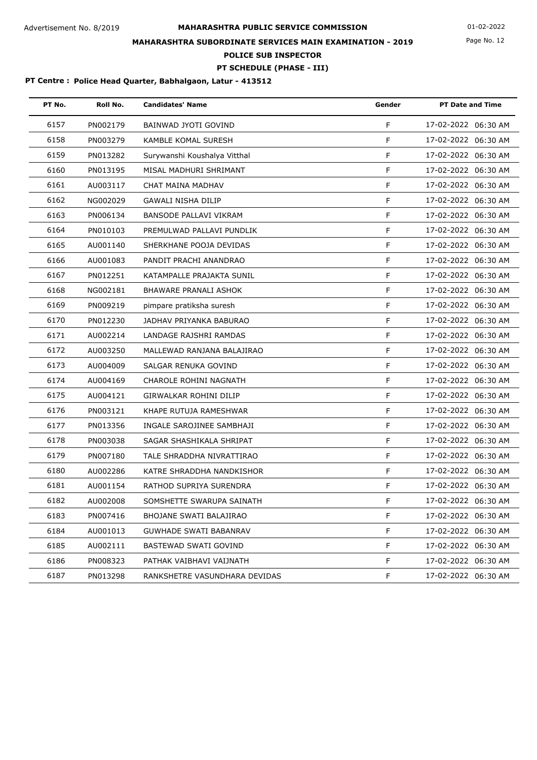Advertisement No. 8/2019

**MAHARASHTRA PUBLIC SERVICE COMMISSION**

01-02-2022

**MAHARASHTRA SUBORDINATE SERVICES MAIN EXAMINATION - 2019**

**POLICE SUB INSPECTOR**

**PT SCHEDULE (PHASE - III)**

**PT Centre : Police Head Quarter, Babhalgaon, Latur - 413512**

| PT No. | Roll No. | Candidates' Name | Gender | PT Date and Time |
|---|---|---|---|---|
| 6157 | PN002179 | BAINWAD JYOTI GOVIND | F | 17-02-2022 06:30 AM |
| 6158 | PN003279 | KAMBLE KOMAL SURESH | F | 17-02-2022 06:30 AM |
| 6159 | PN013282 | Surywanshi Koushalya Vitthal | F | 17-02-2022 06:30 AM |
| 6160 | PN013195 | MISAL MADHURI SHRIMANT | F | 17-02-2022 06:30 AM |
| 6161 | AU003117 | CHAT MAINA MADHAV | F | 17-02-2022 06:30 AM |
| 6162 | NG002029 | GAWALI NISHA DILIP | F | 17-02-2022 06:30 AM |
| 6163 | PN006134 | BANSODE PALLAVI VIKRAM | F | 17-02-2022 06:30 AM |
| 6164 | PN010103 | PREMULWAD PALLAVI PUNDLIK | F | 17-02-2022 06:30 AM |
| 6165 | AU001140 | SHERKHANE POOJA DEVIDAS | F | 17-02-2022 06:30 AM |
| 6166 | AU001083 | PANDIT PRACHI ANANDRAO | F | 17-02-2022 06:30 AM |
| 6167 | PN012251 | KATAMPALLE PRAJAKTA SUNIL | F | 17-02-2022 06:30 AM |
| 6168 | NG002181 | BHAWARE PRANALI ASHOK | F | 17-02-2022 06:30 AM |
| 6169 | PN009219 | pimpare pratiksha suresh | F | 17-02-2022 06:30 AM |
| 6170 | PN012230 | JADHAV PRIYANKA BABURAO | F | 17-02-2022 06:30 AM |
| 6171 | AU002214 | LANDAGE RAJSHRI RAMDAS | F | 17-02-2022 06:30 AM |
| 6172 | AU003250 | MALLEWAD RANJANA BALAJIRAO | F | 17-02-2022 06:30 AM |
| 6173 | AU004009 | SALGAR RENUKA GOVIND | F | 17-02-2022 06:30 AM |
| 6174 | AU004169 | CHAROLE ROHINI NAGNATH | F | 17-02-2022 06:30 AM |
| 6175 | AU004121 | GIRWALKAR ROHINI DILIP | F | 17-02-2022 06:30 AM |
| 6176 | PN003121 | KHAPE RUTUJA RAMESHWAR | F | 17-02-2022 06:30 AM |
| 6177 | PN013356 | INGALE SAROJINEE SAMBHAJI | F | 17-02-2022 06:30 AM |
| 6178 | PN003038 | SAGAR SHASHIKALA SHRIPAT | F | 17-02-2022 06:30 AM |
| 6179 | PN007180 | TALE SHRADDHA NIVRATTIRAO | F | 17-02-2022 06:30 AM |
| 6180 | AU002286 | KATRE SHRADDHA NANDKISHOR | F | 17-02-2022 06:30 AM |
| 6181 | AU001154 | RATHOD SUPRIYA SURENDRA | F | 17-02-2022 06:30 AM |
| 6182 | AU002008 | SOMSHETTE SWARUPA SAINATH | F | 17-02-2022 06:30 AM |
| 6183 | PN007416 | BHOJANE SWATI BALAJIRAO | F | 17-02-2022 06:30 AM |
| 6184 | AU001013 | GUWHADE SWATI BABANRAV | F | 17-02-2022 06:30 AM |
| 6185 | AU002111 | BASTEWAD SWATI GOVIND | F | 17-02-2022 06:30 AM |
| 6186 | PN008323 | PATHAK VAIBHAVI VAIJNATH | F | 17-02-2022 06:30 AM |
| 6187 | PN013298 | RANKSHETRE VASUNDHARA DEVIDAS | F | 17-02-2022 06:30 AM |